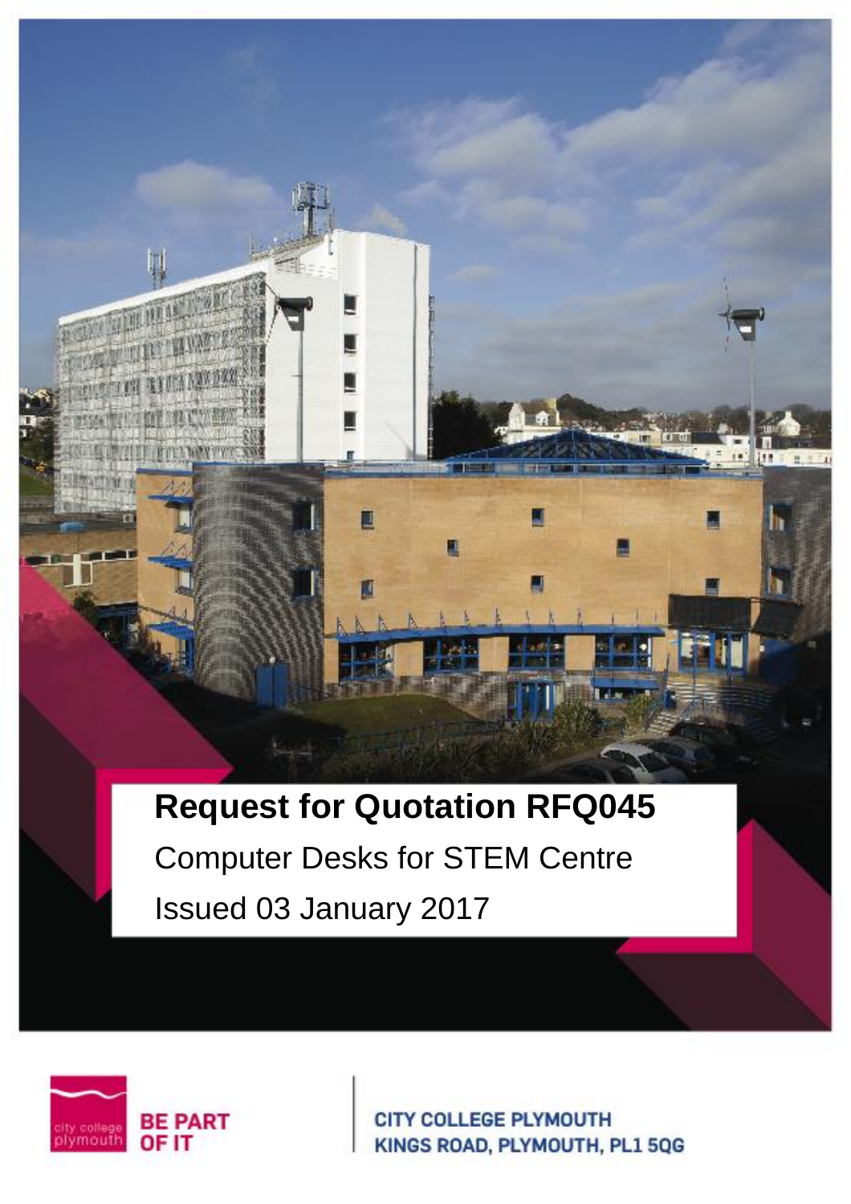# Request for Quotation RFQ045

Computer Desks for STEM Centre

Issued 03 January 2017

city college plymouth

BE PART OF IT

CITY COLLEGE PLYMOUTH
KINGS ROAD, PLYMOUTH, PL1 5QG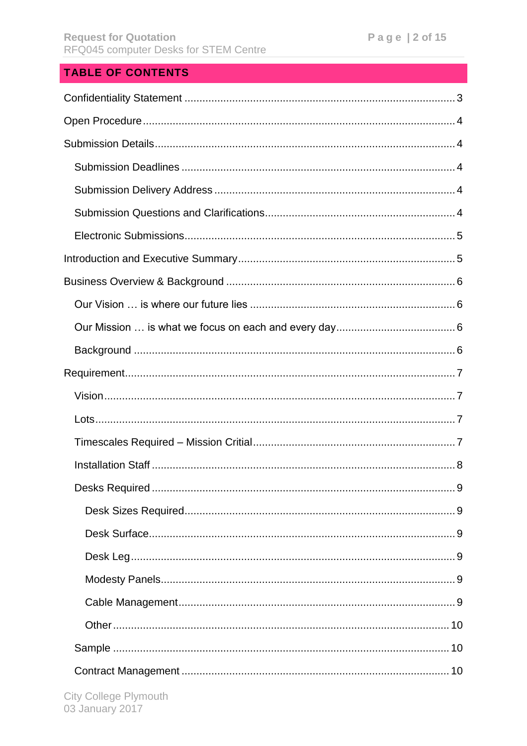## TABLE OF CONTENTS

Confidentiality Statement ..... 3

Open Procedure ..... 4

Submission Details ..... 4

- Submission Deadlines ..... 4
- Submission Delivery Address ..... 4
- Submission Questions and Clarifications ..... 4
- Electronic Submissions ..... 5

Introduction and Executive Summary ..... 5

Business Overview & Background ..... 6

- Our Vision … is where our future lies ..... 6
- Our Mission … is what we focus on each and every day ..... 6
- Background ..... 6

Requirement ..... 7

- Vision ..... 7
- Lots ..... 7
- Timescales Required – Mission Critial ..... 7
- Installation Staff ..... 8
- Desks Required ..... 9
  - Desk Sizes Required ..... 9
  - Desk Surface ..... 9
  - Desk Leg ..... 9
  - Modesty Panels ..... 9
  - Cable Management ..... 9
  - Other ..... 10
- Sample ..... 10
- Contract Management ..... 10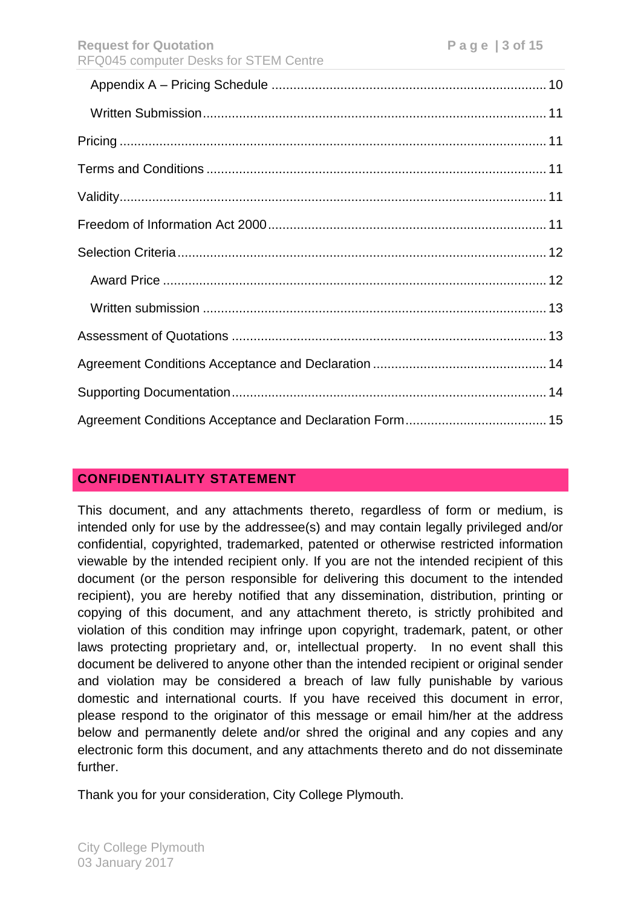- Appendix A – Pricing Schedule .......... 10
  - Written Submission .......... 11
- Pricing .......... 11
- Terms and Conditions .......... 11
- Validity .......... 11
- Freedom of Information Act 2000 .......... 11
- Selection Criteria .......... 12
  - Award Price .......... 12
  - Written submission .......... 13
- Assessment of Quotations .......... 13
- Agreement Conditions Acceptance and Declaration .......... 14
- Supporting Documentation .......... 14
- Agreement Conditions Acceptance and Declaration Form .......... 15

## CONFIDENTIALITY STATEMENT

This document, and any attachments thereto, regardless of form or medium, is intended only for use by the addressee(s) and may contain legally privileged and/or confidential, copyrighted, trademarked, patented or otherwise restricted information viewable by the intended recipient only. If you are not the intended recipient of this document (or the person responsible for delivering this document to the intended recipient), you are hereby notified that any dissemination, distribution, printing or copying of this document, and any attachment thereto, is strictly prohibited and violation of this condition may infringe upon copyright, trademark, patent, or other laws protecting proprietary and, or, intellectual property. In no event shall this document be delivered to anyone other than the intended recipient or original sender and violation may be considered a breach of law fully punishable by various domestic and international courts. If you have received this document in error, please respond to the originator of this message or email him/her at the address below and permanently delete and/or shred the original and any copies and any electronic form this document, and any attachments thereto and do not disseminate further.

Thank you for your consideration, City College Plymouth.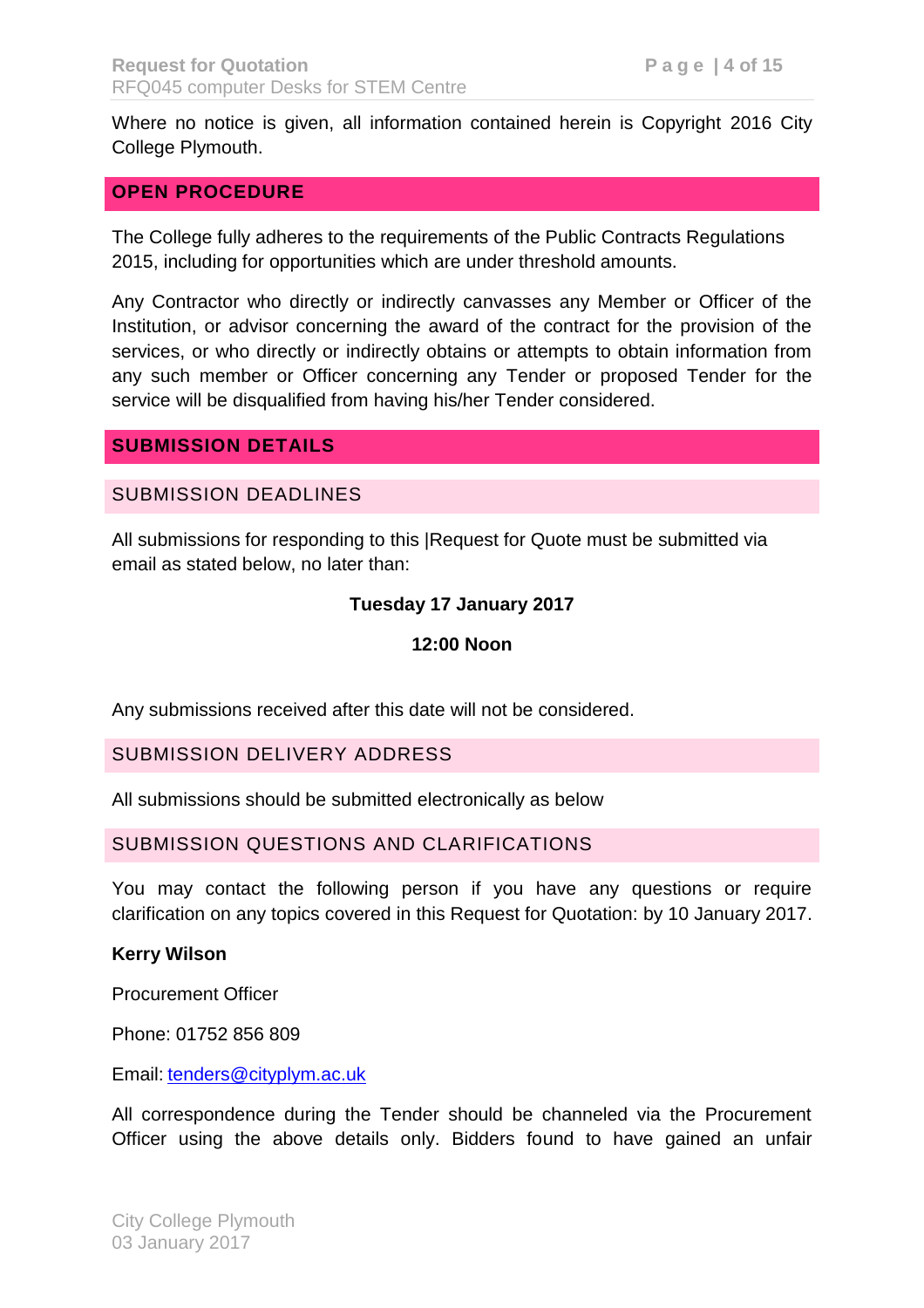Where no notice is given, all information contained herein is Copyright 2016 City College Plymouth.

## OPEN PROCEDURE

The College fully adheres to the requirements of the Public Contracts Regulations 2015, including for opportunities which are under threshold amounts.

Any Contractor who directly or indirectly canvasses any Member or Officer of the Institution, or advisor concerning the award of the contract for the provision of the services, or who directly or indirectly obtains or attempts to obtain information from any such member or Officer concerning any Tender or proposed Tender for the service will be disqualified from having his/her Tender considered.

## SUBMISSION DETAILS

### SUBMISSION DEADLINES

All submissions for responding to this |Request for Quote must be submitted via email as stated below, no later than:

**Tuesday 17 January 2017**

**12:00 Noon**

Any submissions received after this date will not be considered.

### SUBMISSION DELIVERY ADDRESS

All submissions should be submitted electronically as below

### SUBMISSION QUESTIONS AND CLARIFICATIONS

You may contact the following person if you have any questions or require clarification on any topics covered in this Request for Quotation: by 10 January 2017.

**Kerry Wilson**

Procurement Officer

Phone: 01752 856 809

Email: tenders@cityplym.ac.uk

All correspondence during the Tender should be channeled via the Procurement Officer using the above details only. Bidders found to have gained an unfair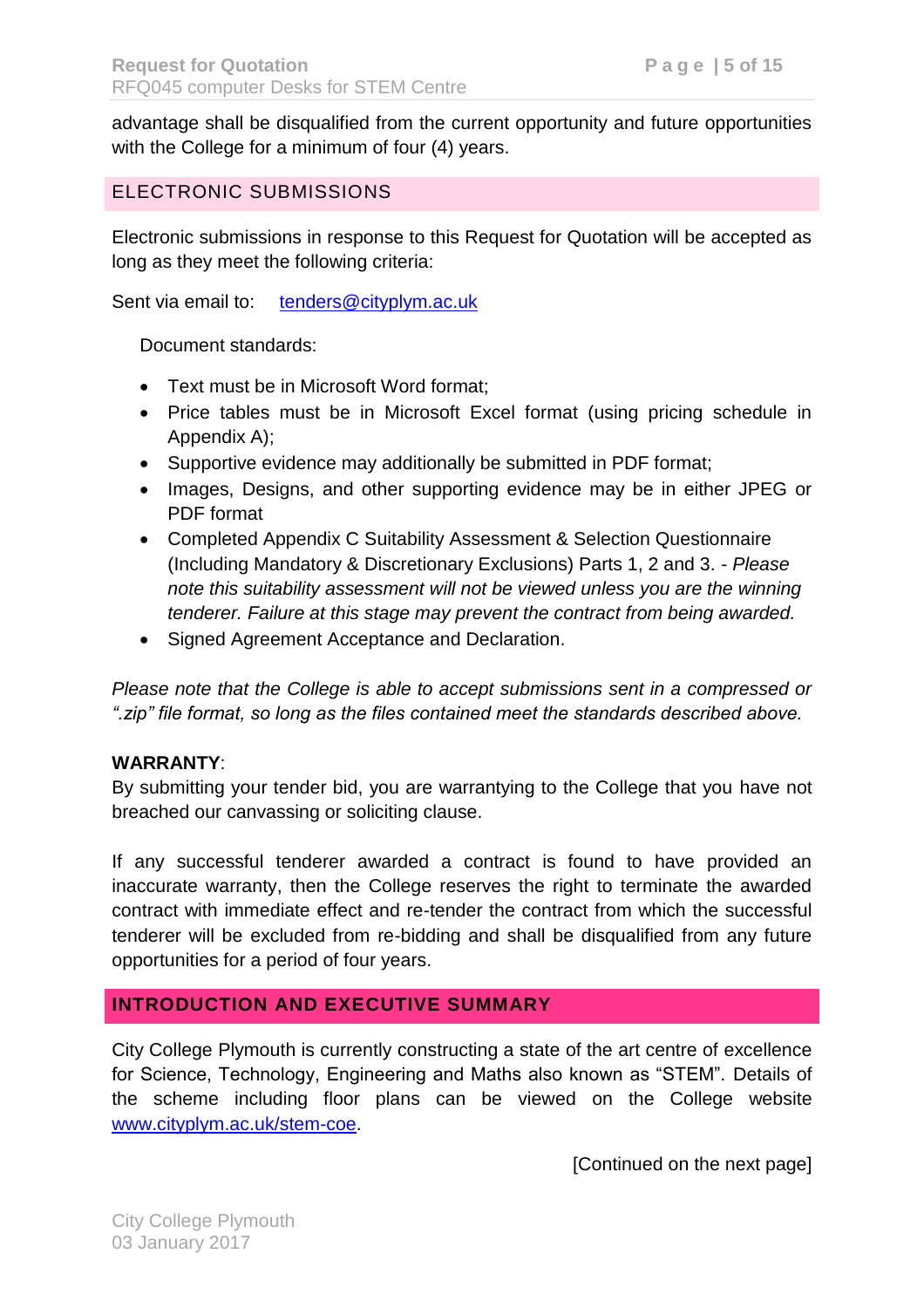advantage shall be disqualified from the current opportunity and future opportunities with the College for a minimum of four (4) years.

## ELECTRONIC SUBMISSIONS

Electronic submissions in response to this Request for Quotation will be accepted as long as they meet the following criteria:

Sent via email to: tenders@cityplym.ac.uk

Document standards:

- Text must be in Microsoft Word format;
- Price tables must be in Microsoft Excel format (using pricing schedule in Appendix A);
- Supportive evidence may additionally be submitted in PDF format;
- Images, Designs, and other supporting evidence may be in either JPEG or PDF format
- Completed Appendix C Suitability Assessment & Selection Questionnaire (Including Mandatory & Discretionary Exclusions) Parts 1, 2 and 3. - *Please note this suitability assessment will not be viewed unless you are the winning tenderer. Failure at this stage may prevent the contract from being awarded.*
- Signed Agreement Acceptance and Declaration.

*Please note that the College is able to accept submissions sent in a compressed or ".zip" file format, so long as the files contained meet the standards described above.*

**WARRANTY**:
By submitting your tender bid, you are warrantying to the College that you have not breached our canvassing or soliciting clause.

If any successful tenderer awarded a contract is found to have provided an inaccurate warranty, then the College reserves the right to terminate the awarded contract with immediate effect and re-tender the contract from which the successful tenderer will be excluded from re-bidding and shall be disqualified from any future opportunities for a period of four years.

## INTRODUCTION AND EXECUTIVE SUMMARY

City College Plymouth is currently constructing a state of the art centre of excellence for Science, Technology, Engineering and Maths also known as "STEM". Details of the scheme including floor plans can be viewed on the College website www.cityplym.ac.uk/stem-coe.

[Continued on the next page]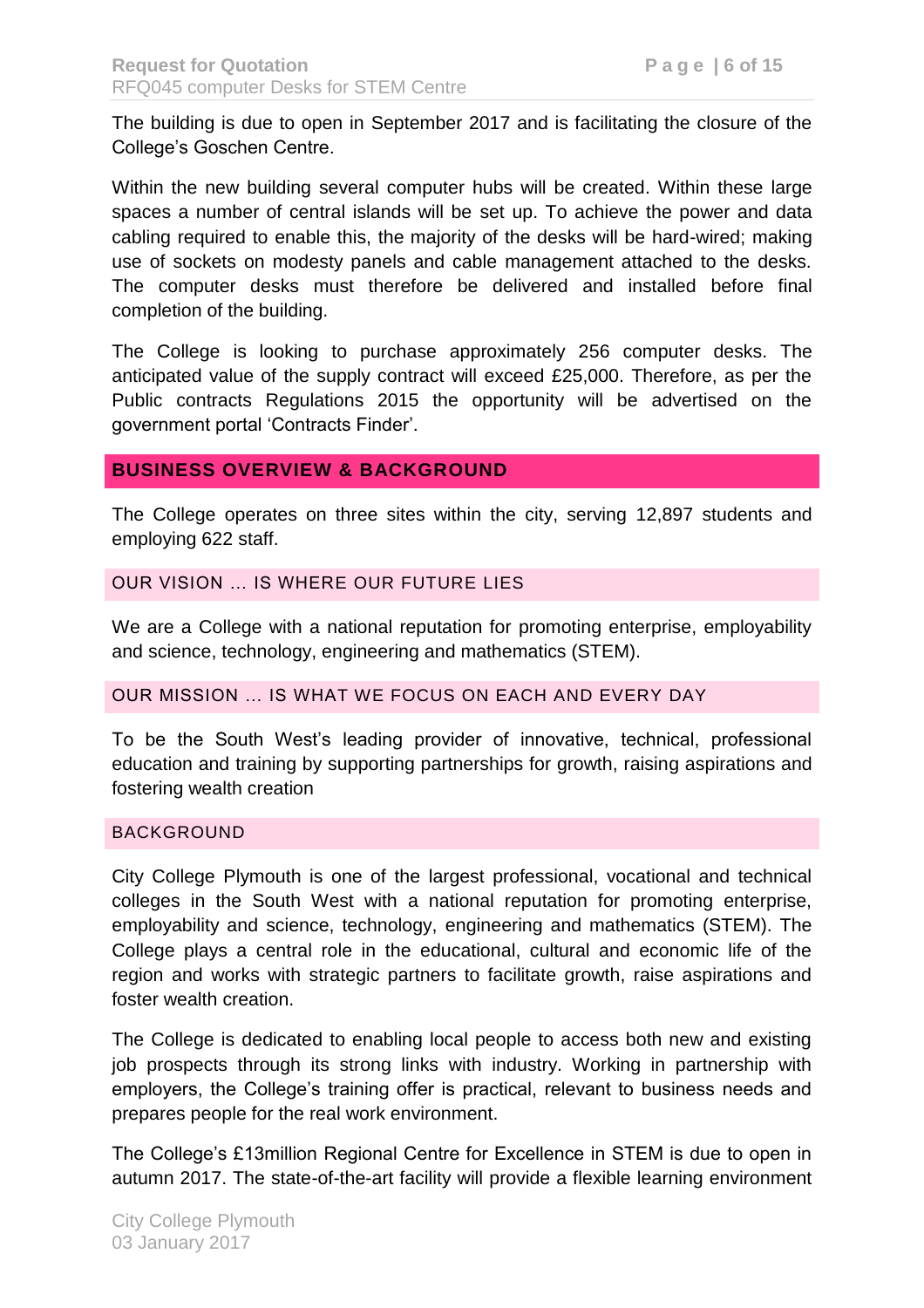The building is due to open in September 2017 and is facilitating the closure of the College's Goschen Centre.

Within the new building several computer hubs will be created. Within these large spaces a number of central islands will be set up. To achieve the power and data cabling required to enable this, the majority of the desks will be hard-wired; making use of sockets on modesty panels and cable management attached to the desks. The computer desks must therefore be delivered and installed before final completion of the building.

The College is looking to purchase approximately 256 computer desks. The anticipated value of the supply contract will exceed £25,000. Therefore, as per the Public contracts Regulations 2015 the opportunity will be advertised on the government portal 'Contracts Finder'.

## BUSINESS OVERVIEW & BACKGROUND

The College operates on three sites within the city, serving 12,897 students and employing 622 staff.

### OUR VISION … IS WHERE OUR FUTURE LIES

We are a College with a national reputation for promoting enterprise, employability and science, technology, engineering and mathematics (STEM).

### OUR MISSION … IS WHAT WE FOCUS ON EACH AND EVERY DAY

To be the South West's leading provider of innovative, technical, professional education and training by supporting partnerships for growth, raising aspirations and fostering wealth creation

### BACKGROUND

City College Plymouth is one of the largest professional, vocational and technical colleges in the South West with a national reputation for promoting enterprise, employability and science, technology, engineering and mathematics (STEM). The College plays a central role in the educational, cultural and economic life of the region and works with strategic partners to facilitate growth, raise aspirations and foster wealth creation.

The College is dedicated to enabling local people to access both new and existing job prospects through its strong links with industry. Working in partnership with employers, the College's training offer is practical, relevant to business needs and prepares people for the real work environment.

The College's £13million Regional Centre for Excellence in STEM is due to open in autumn 2017. The state-of-the-art facility will provide a flexible learning environment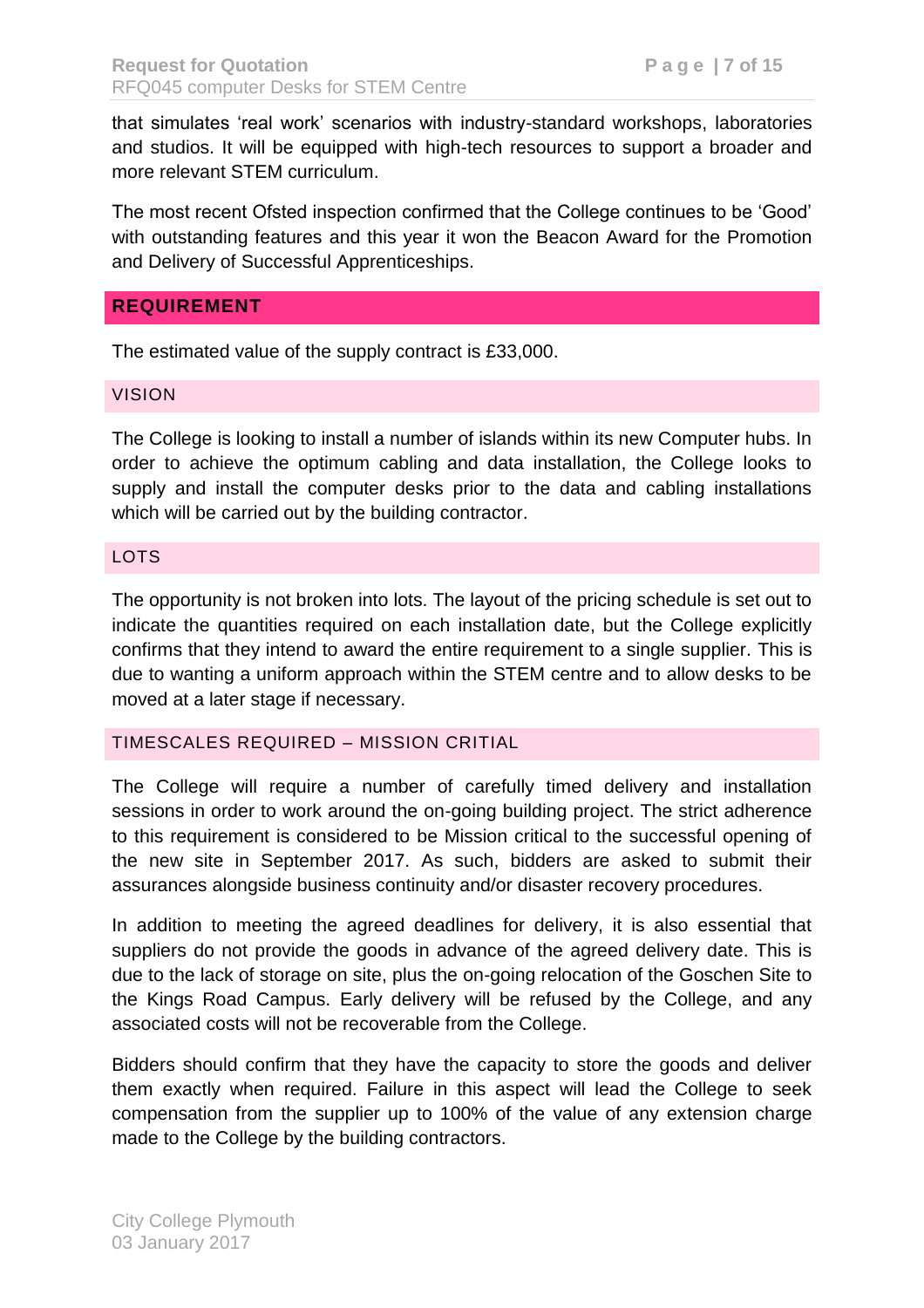that simulates 'real work' scenarios with industry-standard workshops, laboratories and studios. It will be equipped with high-tech resources to support a broader and more relevant STEM curriculum.

The most recent Ofsted inspection confirmed that the College continues to be 'Good' with outstanding features and this year it won the Beacon Award for the Promotion and Delivery of Successful Apprenticeships.

## REQUIREMENT

The estimated value of the supply contract is £33,000.

### VISION

The College is looking to install a number of islands within its new Computer hubs. In order to achieve the optimum cabling and data installation, the College looks to supply and install the computer desks prior to the data and cabling installations which will be carried out by the building contractor.

### LOTS

The opportunity is not broken into lots. The layout of the pricing schedule is set out to indicate the quantities required on each installation date, but the College explicitly confirms that they intend to award the entire requirement to a single supplier. This is due to wanting a uniform approach within the STEM centre and to allow desks to be moved at a later stage if necessary.

### TIMESCALES REQUIRED – MISSION CRITICAL

The College will require a number of carefully timed delivery and installation sessions in order to work around the on-going building project. The strict adherence to this requirement is considered to be Mission critical to the successful opening of the new site in September 2017. As such, bidders are asked to submit their assurances alongside business continuity and/or disaster recovery procedures.

In addition to meeting the agreed deadlines for delivery, it is also essential that suppliers do not provide the goods in advance of the agreed delivery date. This is due to the lack of storage on site, plus the on-going relocation of the Goschen Site to the Kings Road Campus. Early delivery will be refused by the College, and any associated costs will not be recoverable from the College.

Bidders should confirm that they have the capacity to store the goods and deliver them exactly when required. Failure in this aspect will lead the College to seek compensation from the supplier up to 100% of the value of any extension charge made to the College by the building contractors.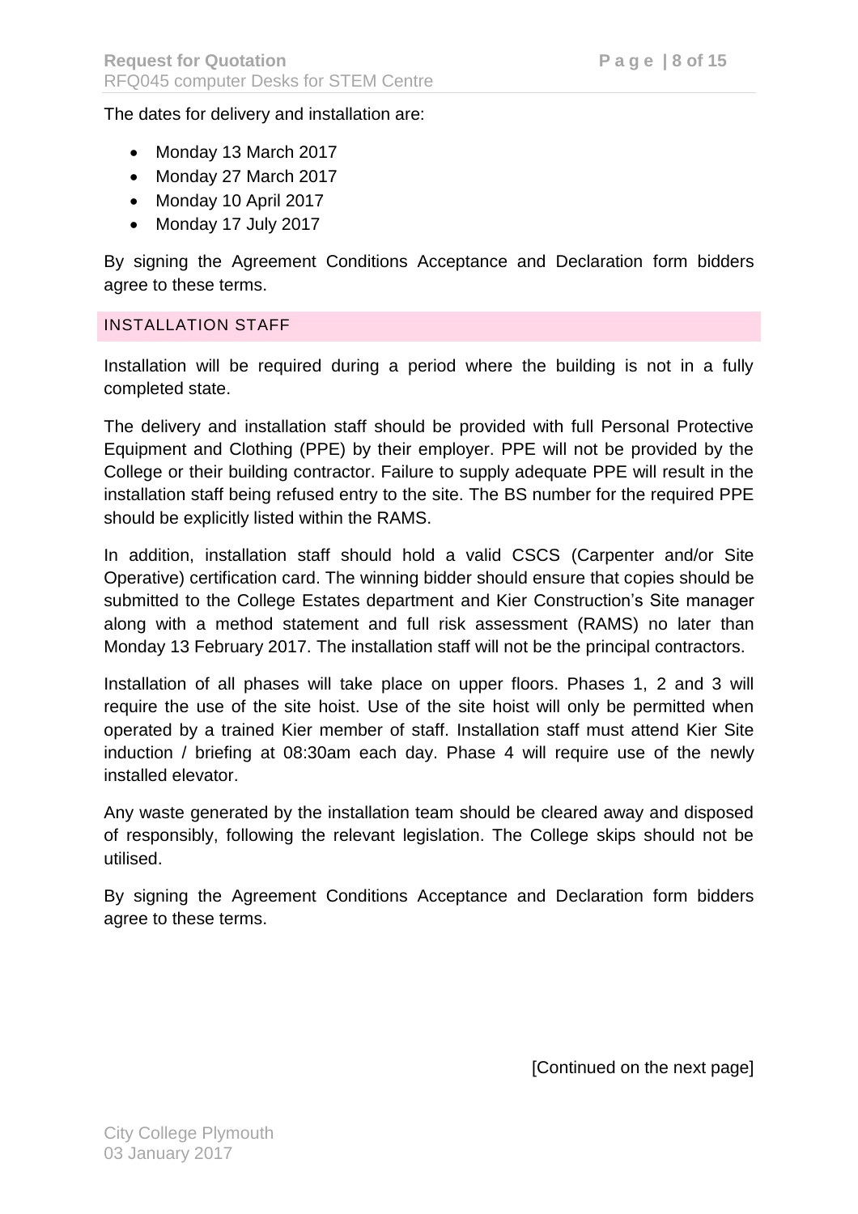The dates for delivery and installation are:

- Monday 13 March 2017
- Monday 27 March 2017
- Monday 10 April 2017
- Monday 17 July 2017

By signing the Agreement Conditions Acceptance and Declaration form bidders agree to these terms.

## INSTALLATION STAFF

Installation will be required during a period where the building is not in a fully completed state.

The delivery and installation staff should be provided with full Personal Protective Equipment and Clothing (PPE) by their employer. PPE will not be provided by the College or their building contractor. Failure to supply adequate PPE will result in the installation staff being refused entry to the site. The BS number for the required PPE should be explicitly listed within the RAMS.

In addition, installation staff should hold a valid CSCS (Carpenter and/or Site Operative) certification card. The winning bidder should ensure that copies should be submitted to the College Estates department and Kier Construction's Site manager along with a method statement and full risk assessment (RAMS) no later than Monday 13 February 2017. The installation staff will not be the principal contractors.

Installation of all phases will take place on upper floors. Phases 1, 2 and 3 will require the use of the site hoist. Use of the site hoist will only be permitted when operated by a trained Kier member of staff. Installation staff must attend Kier Site induction / briefing at 08:30am each day. Phase 4 will require use of the newly installed elevator.

Any waste generated by the installation team should be cleared away and disposed of responsibly, following the relevant legislation. The College skips should not be utilised.

By signing the Agreement Conditions Acceptance and Declaration form bidders agree to these terms.

[Continued on the next page]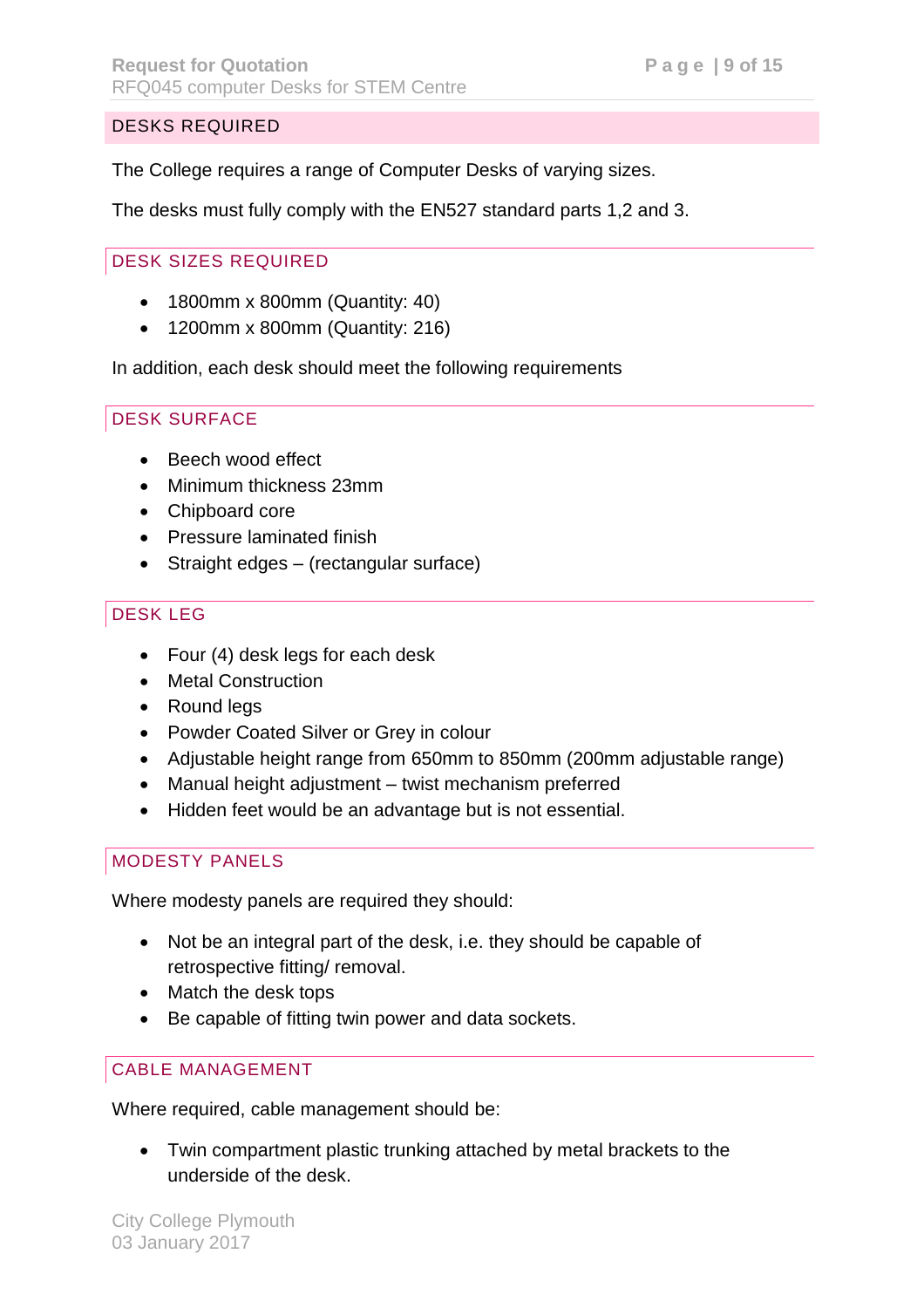## DESKS REQUIRED

The College requires a range of Computer Desks of varying sizes.

The desks must fully comply with the EN527 standard parts 1,2 and 3.

### DESK SIZES REQUIRED

- 1800mm x 800mm (Quantity: 40)
- 1200mm x 800mm (Quantity: 216)

In addition, each desk should meet the following requirements

### DESK SURFACE

- Beech wood effect
- Minimum thickness 23mm
- Chipboard core
- Pressure laminated finish
- Straight edges – (rectangular surface)

### DESK LEG

- Four (4) desk legs for each desk
- Metal Construction
- Round legs
- Powder Coated Silver or Grey in colour
- Adjustable height range from 650mm to 850mm (200mm adjustable range)
- Manual height adjustment – twist mechanism preferred
- Hidden feet would be an advantage but is not essential.

### MODESTY PANELS

Where modesty panels are required they should:

- Not be an integral part of the desk, i.e. they should be capable of retrospective fitting/ removal.
- Match the desk tops
- Be capable of fitting twin power and data sockets.

### CABLE MANAGEMENT

Where required, cable management should be:

- Twin compartment plastic trunking attached by metal brackets to the underside of the desk.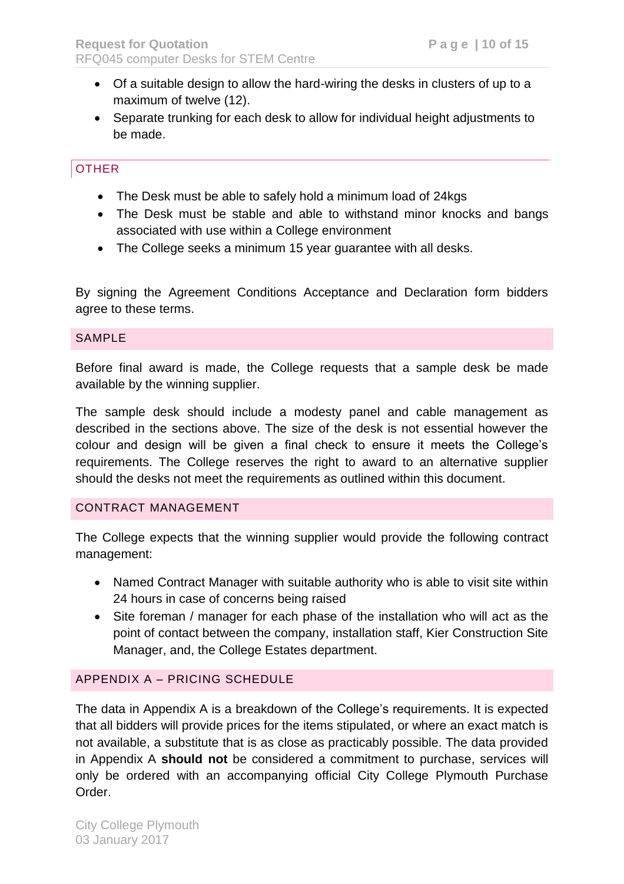- Of a suitable design to allow the hard-wiring the desks in clusters of up to a maximum of twelve (12).
- Separate trunking for each desk to allow for individual height adjustments to be made.

## OTHER

- The Desk must be able to safely hold a minimum load of 24kgs
- The Desk must be stable and able to withstand minor knocks and bangs associated with use within a College environment
- The College seeks a minimum 15 year guarantee with all desks.

By signing the Agreement Conditions Acceptance and Declaration form bidders agree to these terms.

## SAMPLE

Before final award is made, the College requests that a sample desk be made available by the winning supplier.

The sample desk should include a modesty panel and cable management as described in the sections above. The size of the desk is not essential however the colour and design will be given a final check to ensure it meets the College's requirements. The College reserves the right to award to an alternative supplier should the desks not meet the requirements as outlined within this document.

## CONTRACT MANAGEMENT

The College expects that the winning supplier would provide the following contract management:

- Named Contract Manager with suitable authority who is able to visit site within 24 hours in case of concerns being raised
- Site foreman / manager for each phase of the installation who will act as the point of contact between the company, installation staff, Kier Construction Site Manager, and, the College Estates department.

## APPENDIX A – PRICING SCHEDULE

The data in Appendix A is a breakdown of the College's requirements. It is expected that all bidders will provide prices for the items stipulated, or where an exact match is not available, a substitute that is as close as practicably possible. The data provided in Appendix A **should not** be considered a commitment to purchase, services will only be ordered with an accompanying official City College Plymouth Purchase Order.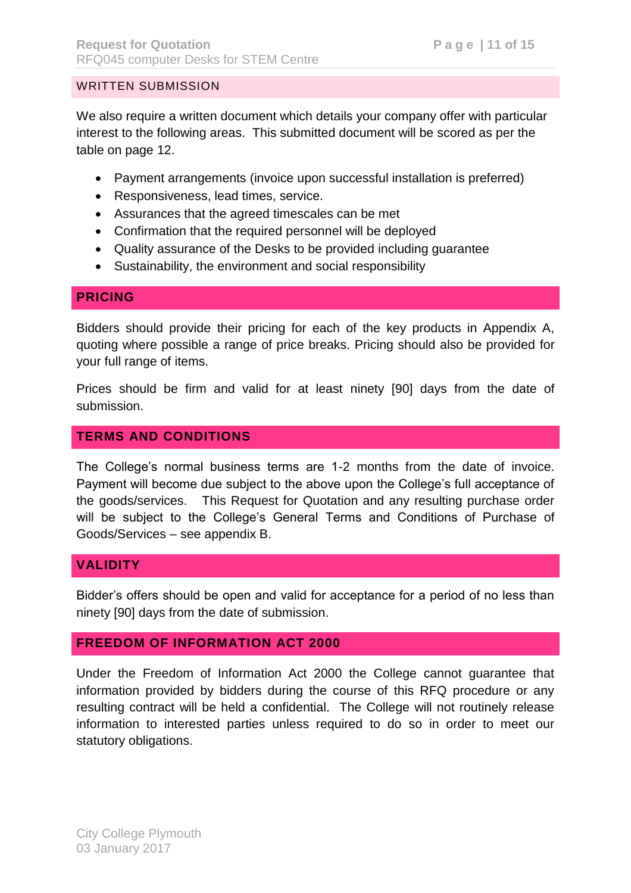## WRITTEN SUBMISSION

We also require a written document which details your company offer with particular interest to the following areas. This submitted document will be scored as per the table on page 12.

- Payment arrangements (invoice upon successful installation is preferred)
- Responsiveness, lead times, service.
- Assurances that the agreed timescales can be met
- Confirmation that the required personnel will be deployed
- Quality assurance of the Desks to be provided including guarantee
- Sustainability, the environment and social responsibility

## PRICING

Bidders should provide their pricing for each of the key products in Appendix A, quoting where possible a range of price breaks. Pricing should also be provided for your full range of items.

Prices should be firm and valid for at least ninety [90] days from the date of submission.

## TERMS AND CONDITIONS

The College's normal business terms are 1-2 months from the date of invoice. Payment will become due subject to the above upon the College's full acceptance of the goods/services. This Request for Quotation and any resulting purchase order will be subject to the College's General Terms and Conditions of Purchase of Goods/Services – see appendix B.

## VALIDITY

Bidder's offers should be open and valid for acceptance for a period of no less than ninety [90] days from the date of submission.

## FREEDOM OF INFORMATION ACT 2000

Under the Freedom of Information Act 2000 the College cannot guarantee that information provided by bidders during the course of this RFQ procedure or any resulting contract will be held a confidential. The College will not routinely release information to interested parties unless required to do so in order to meet our statutory obligations.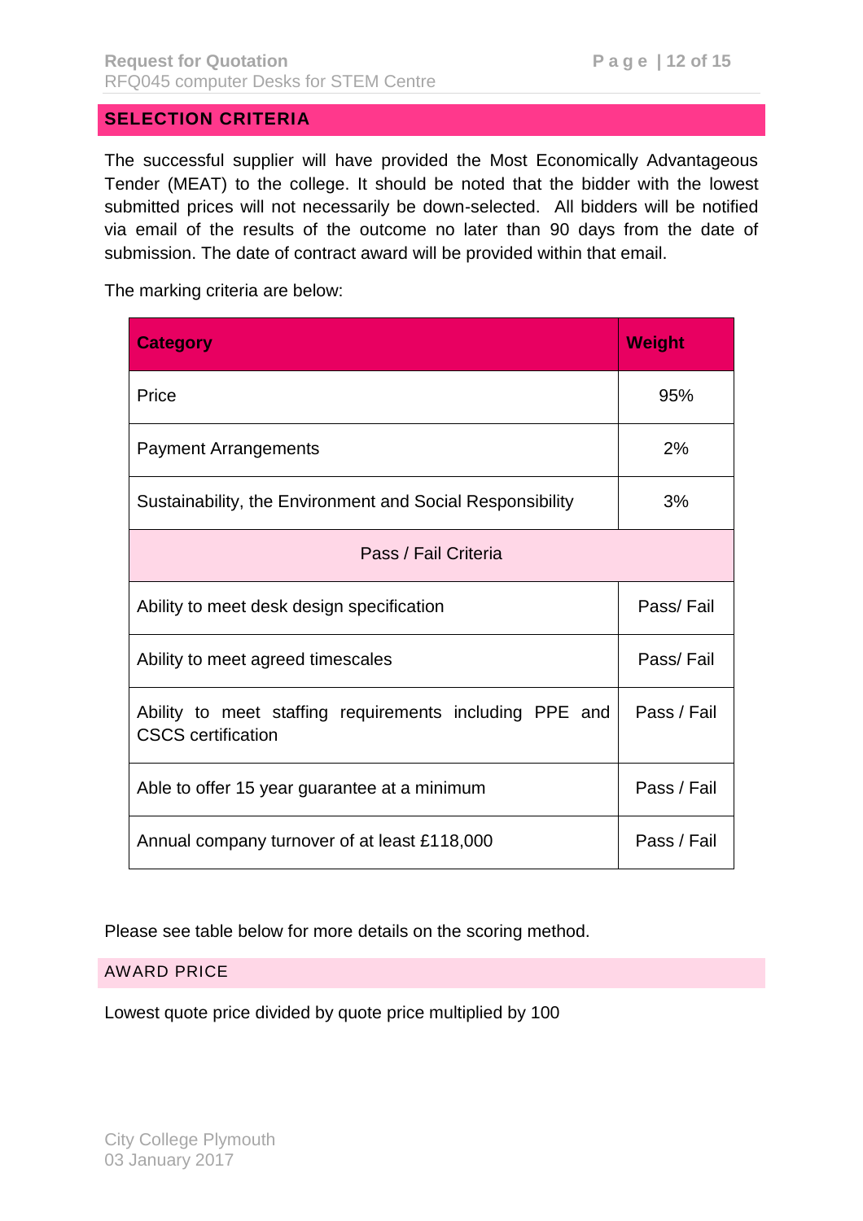## SELECTION CRITERIA

The successful supplier will have provided the Most Economically Advantageous Tender (MEAT) to the college. It should be noted that the bidder with the lowest submitted prices will not necessarily be down-selected. All bidders will be notified via email of the results of the outcome no later than 90 days from the date of submission. The date of contract award will be provided within that email.

The marking criteria are below:

| Category | Weight |
|---|---|
| Price | 95% |
| Payment Arrangements | 2% |
| Sustainability, the Environment and Social Responsibility | 3% |
| Pass / Fail Criteria | |
| Ability to meet desk design specification | Pass/ Fail |
| Ability to meet agreed timescales | Pass/ Fail |
| Ability to meet staffing requirements including PPE and CSCS certification | Pass / Fail |
| Able to offer 15 year guarantee at a minimum | Pass / Fail |
| Annual company turnover of at least £118,000 | Pass / Fail |

Please see table below for more details on the scoring method.

### AWARD PRICE

Lowest quote price divided by quote price multiplied by 100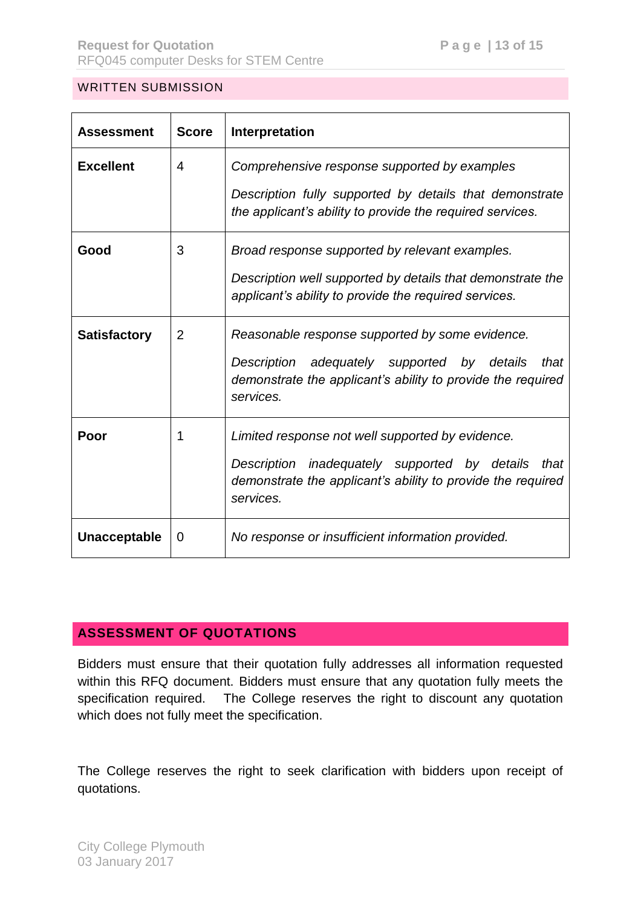## WRITTEN SUBMISSION

| Assessment | Score | Interpretation |
|---|---|---|
| **Excellent** | 4 | *Comprehensive response supported by examples*<br><br>*Description fully supported by details that demonstrate the applicant's ability to provide the required services.* |
| **Good** | 3 | *Broad response supported by relevant examples.*<br><br>*Description well supported by details that demonstrate the applicant's ability to provide the required services.* |
| **Satisfactory** | 2 | *Reasonable response supported by some evidence.*<br><br>*Description adequately supported by details that demonstrate the applicant's ability to provide the required services.* |
| **Poor** | 1 | *Limited response not well supported by evidence.*<br><br>*Description inadequately supported by details that demonstrate the applicant's ability to provide the required services.* |
| **Unacceptable** | 0 | *No response or insufficient information provided.* |

## ASSESSMENT OF QUOTATIONS

Bidders must ensure that their quotation fully addresses all information requested within this RFQ document. Bidders must ensure that any quotation fully meets the specification required. The College reserves the right to discount any quotation which does not fully meet the specification.

The College reserves the right to seek clarification with bidders upon receipt of quotations.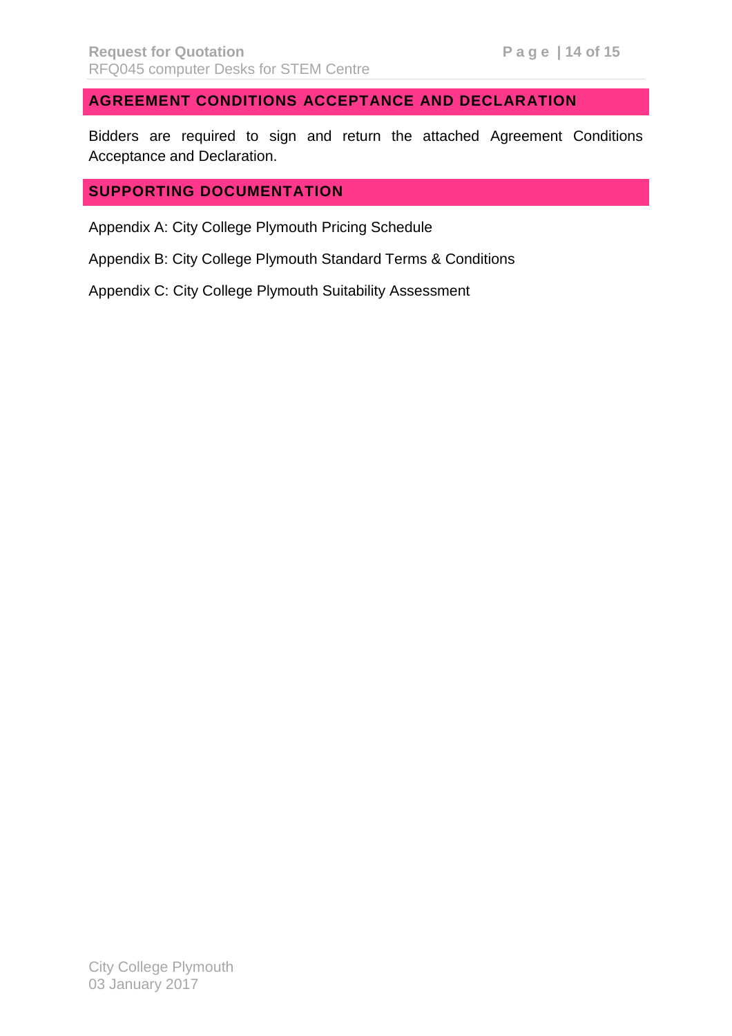## AGREEMENT CONDITIONS ACCEPTANCE AND DECLARATION

Bidders are required to sign and return the attached Agreement Conditions Acceptance and Declaration.

## SUPPORTING DOCUMENTATION

Appendix A: City College Plymouth Pricing Schedule

Appendix B: City College Plymouth Standard Terms & Conditions

Appendix C: City College Plymouth Suitability Assessment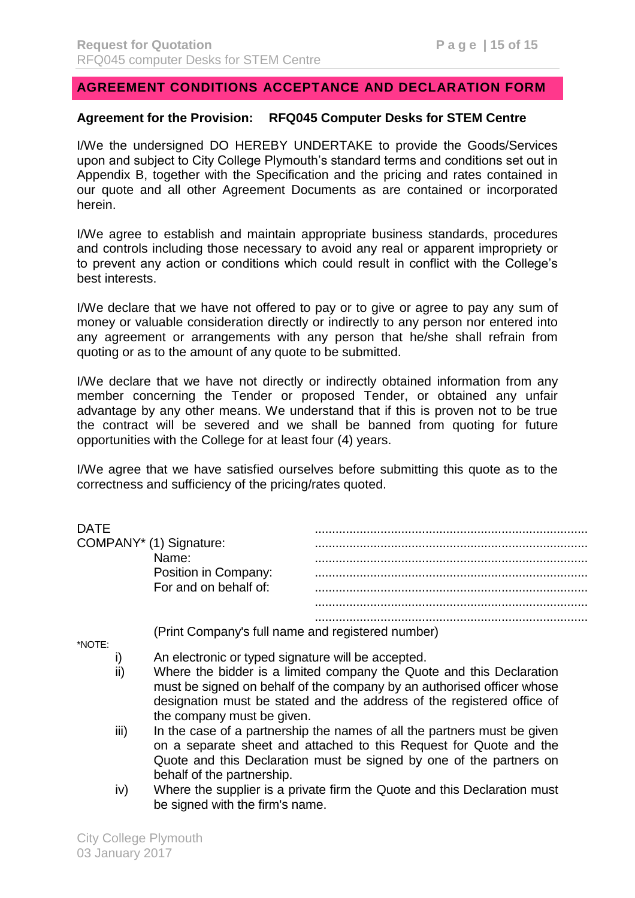## AGREEMENT CONDITIONS ACCEPTANCE AND DECLARATION FORM

**Agreement for the Provision: RFQ045 Computer Desks for STEM Centre**

I/We the undersigned DO HEREBY UNDERTAKE to provide the Goods/Services upon and subject to City College Plymouth's standard terms and conditions set out in Appendix B, together with the Specification and the pricing and rates contained in our quote and all other Agreement Documents as are contained or incorporated herein.

I/We agree to establish and maintain appropriate business standards, procedures and controls including those necessary to avoid any real or apparent impropriety or to prevent any action or conditions which could result in conflict with the College's best interests.

I/We declare that we have not offered to pay or to give or agree to pay any sum of money or valuable consideration directly or indirectly to any person nor entered into any agreement or arrangements with any person that he/she shall refrain from quoting or as to the amount of any quote to be submitted.

I/We declare that we have not directly or indirectly obtained information from any member concerning the Tender or proposed Tender, or obtained any unfair advantage by any other means. We understand that if this is proven not to be true the contract will be severed and we shall be banned from quoting for future opportunities with the College for at least four (4) years.

I/We agree that we have satisfied ourselves before submitting this quote as to the correctness and sufficiency of the pricing/rates quoted.

DATE ..............................................................................

COMPANY* (1) Signature: ..............................................................................

Name: ..............................................................................

Position in Company: ..............................................................................

For and on behalf of: ..............................................................................

..............................................................................

..............................................................................

(Print Company's full name and registered number)

*NOTE:

i) An electronic or typed signature will be accepted.

ii) Where the bidder is a limited company the Quote and this Declaration must be signed on behalf of the company by an authorised officer whose designation must be stated and the address of the registered office of the company must be given.

iii) In the case of a partnership the names of all the partners must be given on a separate sheet and attached to this Request for Quote and the Quote and this Declaration must be signed by one of the partners on behalf of the partnership.

iv) Where the supplier is a private firm the Quote and this Declaration must be signed with the firm's name.